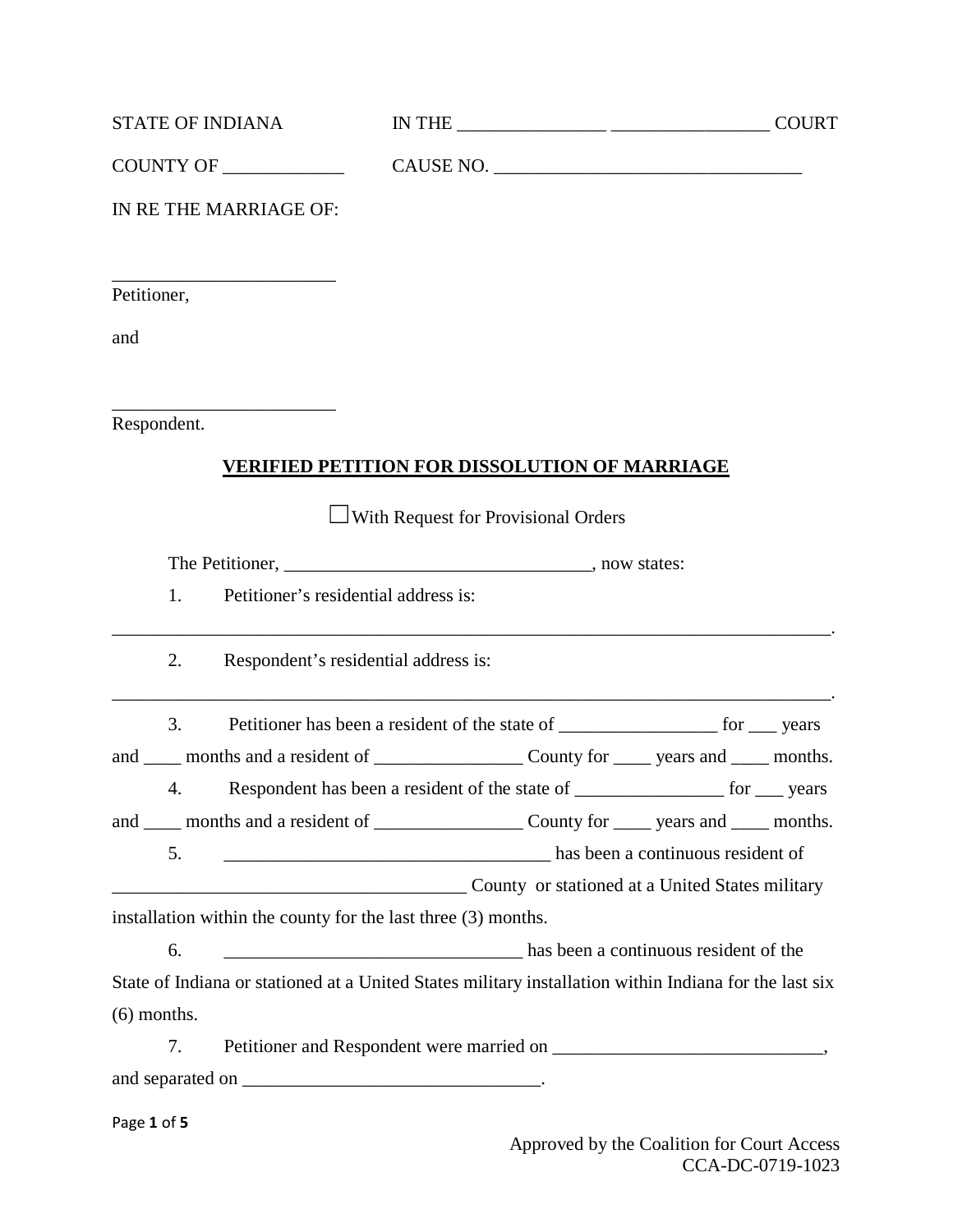STATE OF INDIANA IN THE ________________ _________________ COURT

COUNTY OF _____________ CAUSE NO. _________________________________

IN RE THE MARRIAGE OF:

________________________
Petitioner,

and

________________________
Respondent.

**VERIFIED PETITION FOR DISSOLUTION OF MARRIAGE**

☐ With Request for Provisional Orders

The Petitioner, _________________________________, now states:

1. Petitioner's residential address is:
_______________________________________________________________________________.

2. Respondent's residential address is:
_______________________________________________________________________________.

3. Petitioner has been a resident of the state of _________________ for ___ years and ____ months and a resident of ________________ County for ____ years and ____ months.

4. Respondent has been a resident of the state of ________________ for ___ years and ____ months and a resident of ________________ County for ____ years and ____ months.

5. ___________________________________ has been a continuous resident of ______________________________________ County or stationed at a United States military installation within the county for the last three (3) months.

6. ________________________________ has been a continuous resident of the State of Indiana or stationed at a United States military installation within Indiana for the last six (6) months.

7. Petitioner and Respondent were married on _____________________________, and separated on ________________________________.

Approved by the Coalition for Court Access
CCA-DC-0719-1023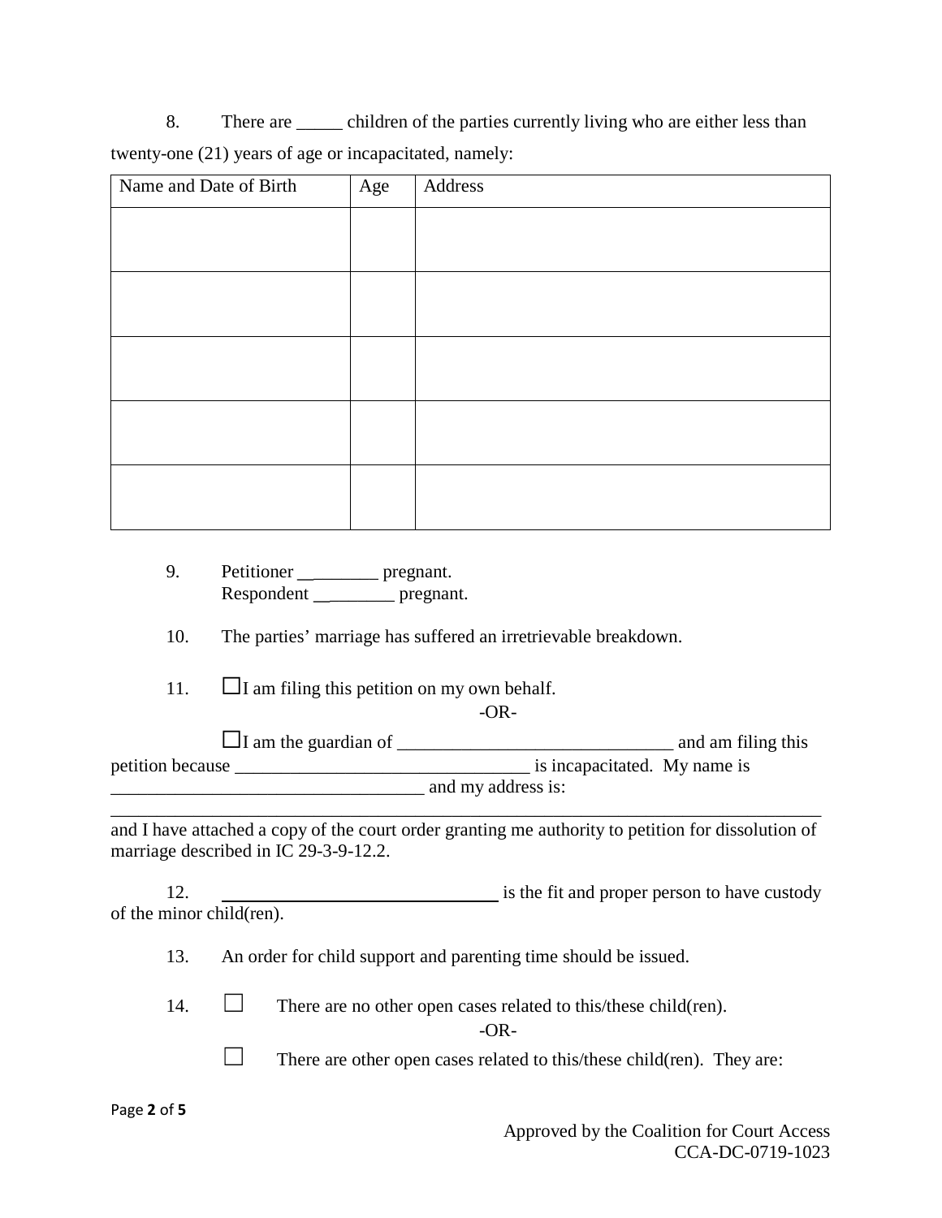8. There are _____ children of the parties currently living who are either less than twenty-one (21) years of age or incapacitated, namely:

| Name and Date of Birth | Age | Address |
|---|---|---|
| | | |
| | | |
| | | |
| | | |
| | | |

9. Petitioner ________ pregnant.
   Respondent ________ pregnant.

10. The parties' marriage has suffered an irretrievable breakdown.

11. ☐I am filing this petition on my own behalf.

-OR-

☐I am the guardian of ______________________________ and am filing this petition because ________________________________ is incapacitated. My name is __________________________________ and my address is: ______________________________________________________________________________ and I have attached a copy of the court order granting me authority to petition for dissolution of marriage described in IC 29-3-9-12.2.

12. ________________________________ is the fit and proper person to have custody of the minor child(ren).

13. An order for child support and parenting time should be issued.

14. ☐ There are no other open cases related to this/these child(ren).

-OR-

☐ There are other open cases related to this/these child(ren). They are:

Approved by the Coalition for Court Access
CCA-DC-0719-1023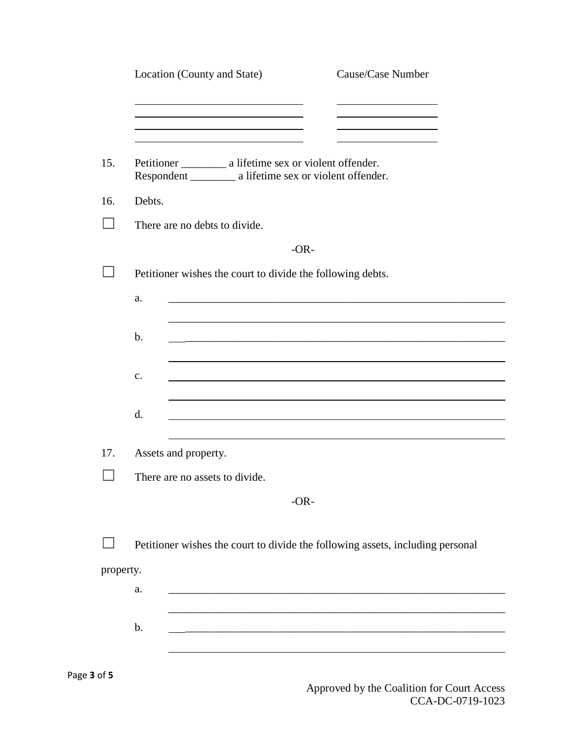| Location (County and State) | Cause/Case Number |
| --- | --- |
| ______________________________ | __________________ |
| ______________________________ | __________________ |
| ______________________________ | __________________ |
| ______________________________ | __________________ |

15. Petitioner ________ a lifetime sex or violent offender.
    Respondent ________ a lifetime sex or violent offender.

16. Debts.

☐ There are no debts to divide.

-OR-

☐ Petitioner wishes the court to divide the following debts.

a. ________________________________________________________________

________________________________________________________________

b. ________________________________________________________________

________________________________________________________________

c. ________________________________________________________________

________________________________________________________________

d. ________________________________________________________________

________________________________________________________________

17. Assets and property.

☐ There are no assets to divide.

-OR-

☐ Petitioner wishes the court to divide the following assets, including personal property.

a. ________________________________________________________________

________________________________________________________________

b. ________________________________________________________________

________________________________________________________________

Approved by the Coalition for Court Access
CCA-DC-0719-1023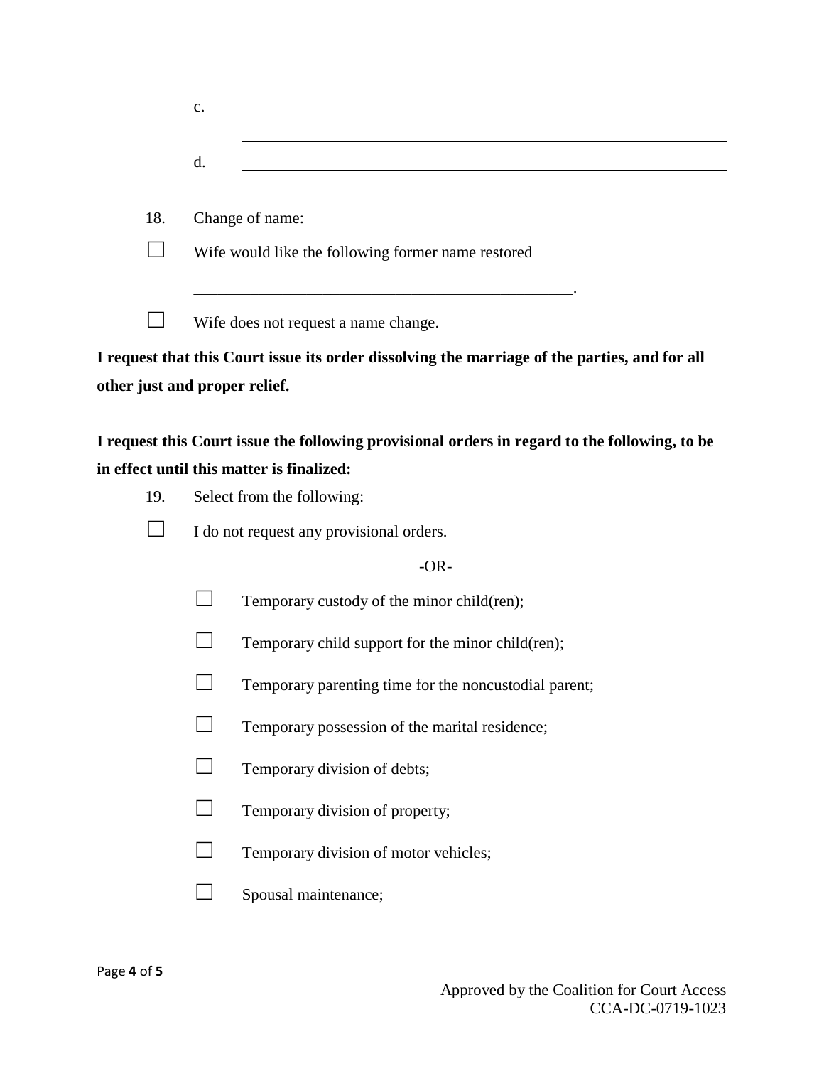c. ______________________________________________________________

______________________________________________________________

d. ______________________________________________________________

______________________________________________________________

18. Change of name:

☐ Wife would like the following former name restored

_______________________________________________.

☐ Wife does not request a name change.

**I request that this Court issue its order dissolving the marriage of the parties, and for all other just and proper relief.**

**I request this Court issue the following provisional orders in regard to the following, to be in effect until this matter is finalized:**

19. Select from the following:

☐ I do not request any provisional orders.

-OR-

- ☐ Temporary custody of the minor child(ren);
- ☐ Temporary child support for the minor child(ren);
- ☐ Temporary parenting time for the noncustodial parent;
- ☐ Temporary possession of the marital residence;
- ☐ Temporary division of debts;
- ☐ Temporary division of property;
- ☐ Temporary division of motor vehicles;
- ☐ Spousal maintenance;

Approved by the Coalition for Court Access
CCA-DC-0719-1023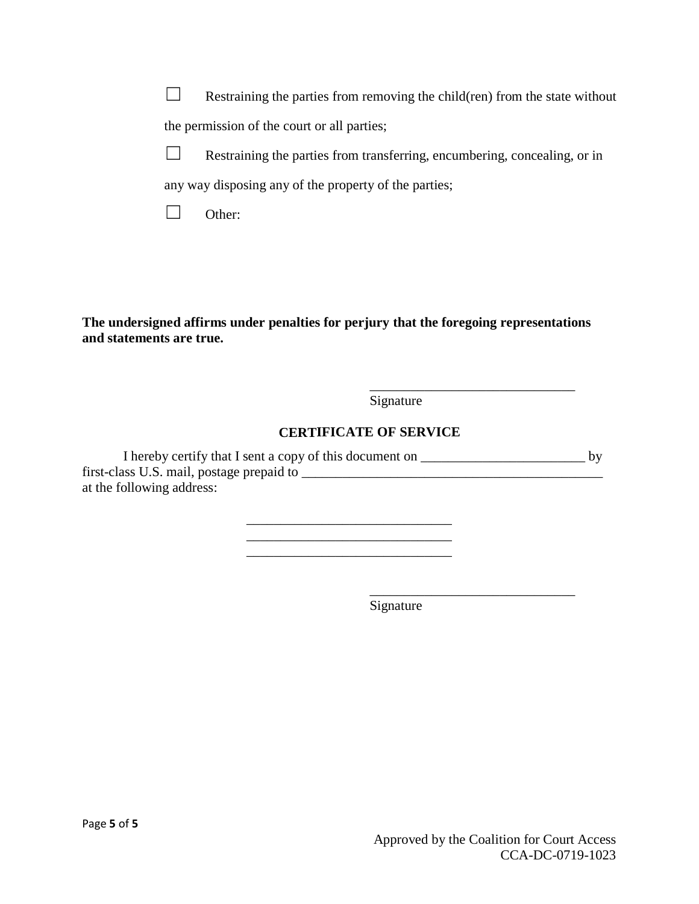☐ Restraining the parties from removing the child(ren) from the state without the permission of the court or all parties;

☐ Restraining the parties from transferring, encumbering, concealing, or in any way disposing any of the property of the parties;

☐ Other:

**The undersigned affirms under penalties for perjury that the foregoing representations and statements are true.**

______________________________
Signature

### CERTIFICATE OF SERVICE

I hereby certify that I sent a copy of this document on ________________________ by first-class U.S. mail, postage prepaid to ____________________________________________ at the following address:

______________________________
______________________________
______________________________

______________________________
Signature

Approved by the Coalition for Court Access
CCA-DC-0719-1023